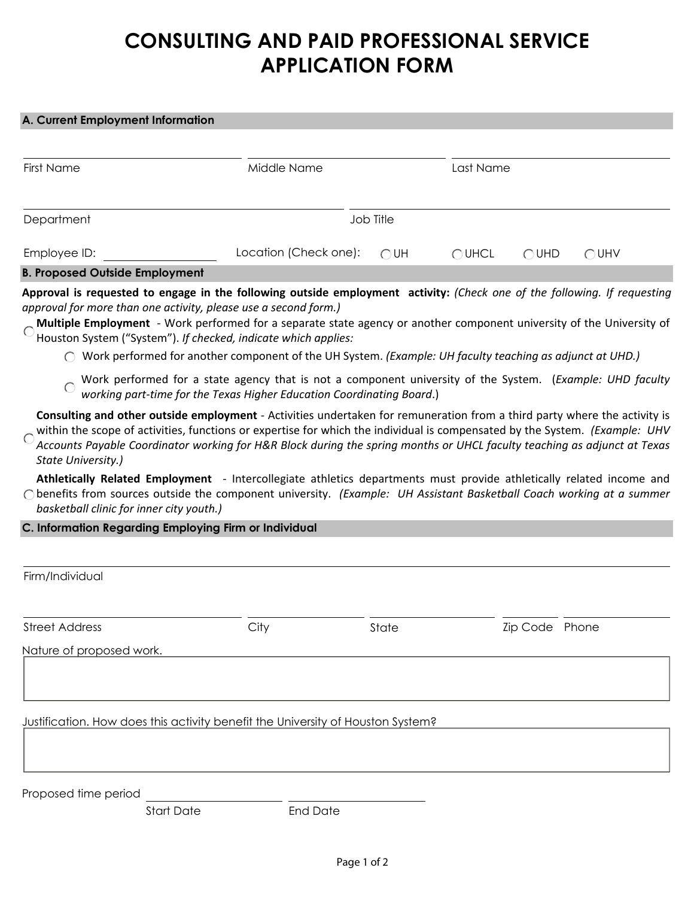# CONSULTING AND PAID PROFESSIONAL SERVICE APPLICATION FORM

## A. Current Employment Information

First Name ____________ Middle Name ____________ Last Name ____________

Department ____________ Job Title ____________

Employee ID: ____________ Location (Check one): ◯ UH ◯ UHCL ◯ UHD ◯ UHV

## B. Proposed Outside Employment

**Approval is requested to engage in the following outside employment activity:** *(Check one of the following. If requesting approval for more than one activity, please use a second form.)*

◯ **Multiple Employment** - Work performed for a separate state agency or another component university of the University of Houston System ("System"). *If checked, indicate which applies:*

- ◯ Work performed for another component of the UH System. *(Example: UH faculty teaching as adjunct at UHD.)*
- ◯ Work performed for a state agency that is not a component university of the System. (*Example: UHD faculty working part-time for the Texas Higher Education Coordinating Board*.)

◯ **Consulting and other outside employment** - Activities undertaken for remuneration from a third party where the activity is within the scope of activities, functions or expertise for which the individual is compensated by the System. *(Example: UHV Accounts Payable Coordinator working for H&R Block during the spring months or UHCL faculty teaching as adjunct at Texas State University.)*

◯ **Athletically Related Employment** - Intercollegiate athletics departments must provide athletically related income and benefits from sources outside the component university. *(Example: UH Assistant Basketball Coach working at a summer basketball clinic for inner city youth.)*

## C. Information Regarding Employing Firm or Individual

Firm/Individual ____________

Street Address ____________ City ____________ State ____________ Zip Code ____________ Phone ____________

Nature of proposed work.

____________

Justification. How does this activity benefit the University of Houston System?

____________

Proposed time period ____________ ____________
Start Date End Date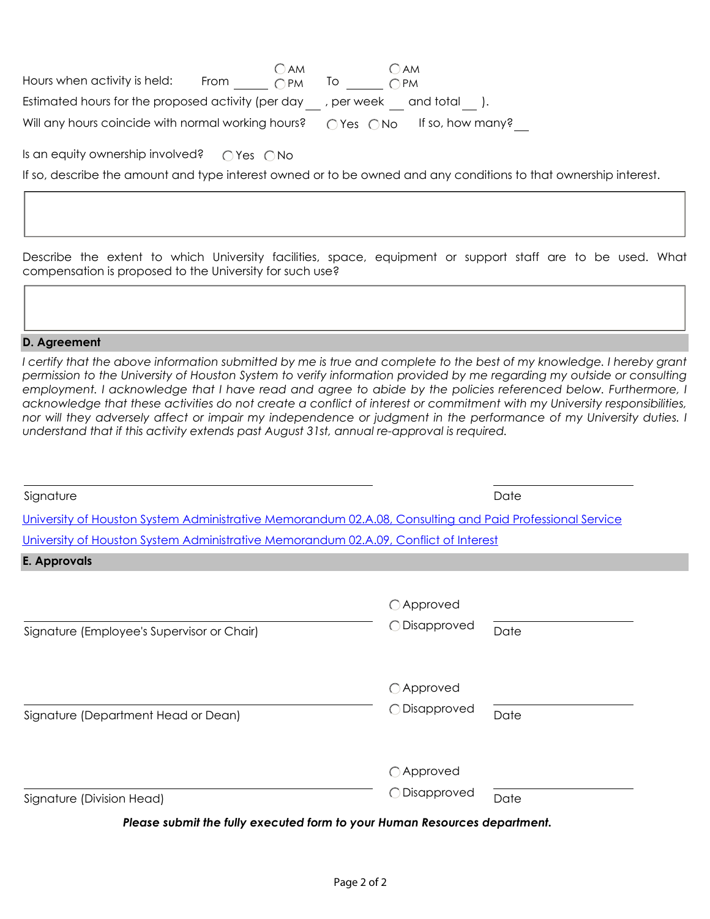Hours when activity is held: From ______ ◯ AM ◯ PM To ______ ◯ AM ◯ PM

Estimated hours for the proposed activity (per day __ , per week __ and total __ ).

Will any hours coincide with normal working hours? ◯ Yes ◯ No If so, how many? __

Is an equity ownership involved? ◯ Yes ◯ No

If so, describe the amount and type interest owned or to be owned and any conditions to that ownership interest.

Describe the extent to which University facilities, space, equipment or support staff are to be used. What compensation is proposed to the University for such use?

## D. Agreement

*I certify that the above information submitted by me is true and complete to the best of my knowledge. I hereby grant permission to the University of Houston System to verify information provided by me regarding my outside or consulting employment. I acknowledge that I have read and agree to abide by the policies referenced below. Furthermore, I acknowledge that these activities do not create a conflict of interest or commitment with my University responsibilities, nor will they adversely affect or impair my independence or judgment in the performance of my University duties. I understand that if this activity extends past August 31st, annual re-approval is required.*

Signature ______________________ Date ______________

University of Houston System Administrative Memorandum 02.A.08, Consulting and Paid Professional Service

University of Houston System Administrative Memorandum 02.A.09, Conflict of Interest

## E. Approvals

Signature (Employee's Supervisor or Chair) ______________________ ◯ Approved ◯ Disapproved Date ______________

Signature (Department Head or Dean) ______________________ ◯ Approved ◯ Disapproved Date ______________

Signature (Division Head) ______________________ ◯ Approved ◯ Disapproved Date ______________

***Please submit the fully executed form to your Human Resources department.***